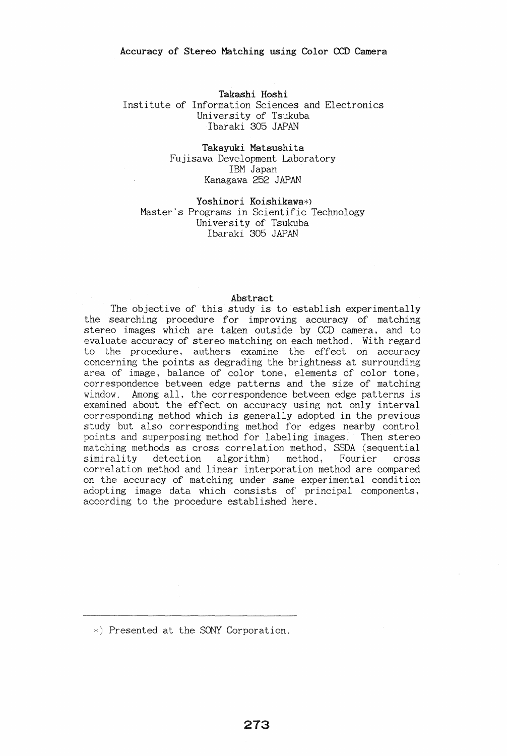# Accuracy of Stereo Matching using Color CCD Camera

**Takashi Hoshi**
Institute of Information Sciences and Electronics
University of Tsukuba
Ibaraki 305 JAPAN

**Takayuki Matsushita**
Fujisawa Development Laboratory
IBM Japan
Kanagawa 252 JAPAN

**Yoshinori Koishikawa*)**
Master's Programs in Scientific Technology
University of Tsukuba
Ibaraki 305 JAPAN

## Abstract

The objective of this study is to establish experimentally the searching procedure for improving accuracy of matching stereo images which are taken outside by CCD camera, and to evaluate accuracy of stereo matching on each method. With regard to the procedure, authers examine the effect on accuracy concerning the points as degrading the brightness at surrounding area of image, balance of color tone, elements of color tone, correspondence between edge patterns and the size of matching window. Among all, the correspondence between edge patterns is examined about the effect on accuracy using not only interval corresponding method which is generally adopted in the previous study but also corresponding method for edges nearby control points and superposing method for labeling images. Then stereo matching methods as cross correlation method, SSDA (sequential simirality detection algorithm) method, Fourier cross correlation method and linear interporation method are compared on the accuracy of matching under same experimental condition adopting image data which consists of principal components, according to the procedure established here.

---

*) Presented at the SONY Corporation.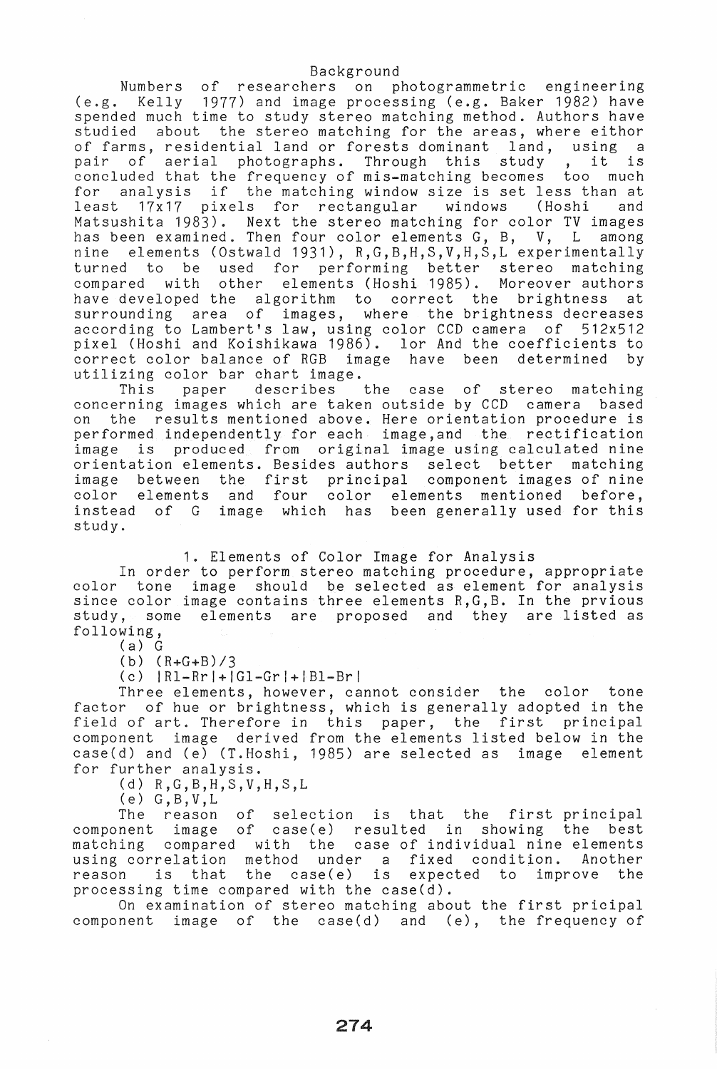## Background

Numbers of researchers on photogrammetric engineering (e.g. Kelly 1977) and image processing (e.g. Baker 1982) have spended much time to study stereo matching method. Authors have studied about the stereo matching for the areas, where eithor of farms, residential land or forests dominant land, using a pair of aerial photographs. Through this study , it is concluded that the frequency of mis-matching becomes too much for analysis if the matching window size is set less than at least 17x17 pixels for rectangular windows (Hoshi and Matsushita 1983). Next the stereo matching for color TV images has been examined. Then four color elements G, B, V, L among nine elements (Ostwald 1931), R,G,B,H,S,V,H,S,L experimentally turned to be used for performing better stereo matching compared with other elements (Hoshi 1985). Moreover authors have developed the algorithm to correct the brightness at surrounding area of images, where the brightness decreases according to Lambert's law, using color CCD camera of 512x512 pixel (Hoshi and Koishikawa 1986). lor And the coefficients to correct color balance of RGB image have been determined by utilizing color bar chart image.

This paper describes the case of stereo matching concerning images which are taken outside by CCD camera based on the results mentioned above. Here orientation procedure is performed independently for each image,and the rectification image is produced from original image using calculated nine orientation elements. Besides authors select better matching image between the first principal component images of nine color elements and four color elements mentioned before, instead of G image which has been generally used for this study.

## 1. Elements of Color Image for Analysis

In order to perform stereo matching procedure, appropriate color tone image should be selected as element for analysis since color image contains three elements R,G,B. In the prvious study, some elements are proposed and they are listed as following,

(a) G

(b) (R+G+B)/3

(c) $|Rl-Rr|+|Gl-Gr|+|Bl-Br|$

Three elements, however, cannot consider the color tone factor of hue or brightness, which is generally adopted in the field of art. Therefore in this paper, the first principal component image derived from the elements listed below in the case(d) and (e) (T.Hoshi, 1985) are selected as image element for further analysis.

(d) R,G,B,H,S,V,H,S,L

(e) G,B,V,L

The reason of selection is that the first principal component image of case(e) resulted in showing the best matching compared with the case of individual nine elements using correlation method under a fixed condition. Another reason is that the case(e) is expected to improve the processing time compared with the case(d).

On examination of stereo matching about the first pricipal component image of the case(d) and (e), the frequency of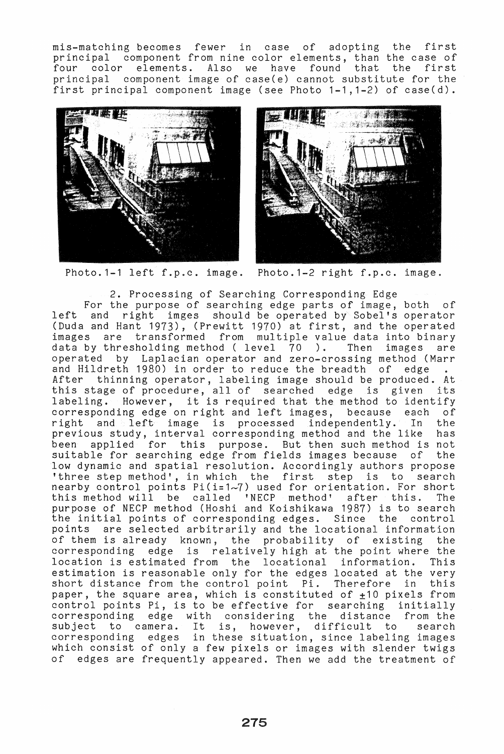mis-matching becomes fewer in case of adopting the first principal component from nine color elements, than the case of four color elements. Also we have found that the first principal component image of case(e) cannot substitute for the first principal component image (see Photo 1-1,1-2) of case(d).

Photo.1-1 left f.p.c. image. Photo.1-2 right f.p.c. image.

## 2. Processing of Searching Corresponding Edge

For the purpose of searching edge parts of image, both of left and right imges should be operated by Sobel's operator (Duda and Hant 1973), (Prewitt 1970) at first, and the operated images are transformed from multiple value data into binary data by thresholding method ( level 70 ). Then images are operated by Laplacian operator and zero-crossing method (Marr and Hildreth 1980) in order to reduce the breadth of edge . After thinning operator, labeling image should be produced. At this stage of procedure, all of searched edge is given its labeling. However, it is required that the method to identify corresponding edge on right and left images, because each of right and left image is processed independently. In the previous study, interval corresponding method and the like has been applied for this purpose. But then such method is not suitable for searching edge from fields images because of the low dynamic and spatial resolution. Accordingly authors propose 'three step method', in which the first step is to search nearby control points $P_i (i=1\sim7)$ used for orientation. For short this method will be called 'NECP method' after this. The purpose of NECP method (Hoshi and Koishikawa 1987) is to search the initial points of corresponding edges. Since the control points are selected arbitrarily and the locational information of them is already known, the probability of existing the corresponding edge is relatively high at the point where the location is estimated from the locational information. This estimation is reasonable only for the edges located at the very short distance from the control point $P_i$. Therefore in this paper, the square area, which is constituted of $\pm 10$ pixels from control points $P_i$, is to be effective for searching initially corresponding edge with considering the distance from the subject to camera. It is, however, difficult to search corresponding edges in these situation, since labeling images which consist of only a few pixels or images with slender twigs of edges are frequently appeared. Then we add the treatment of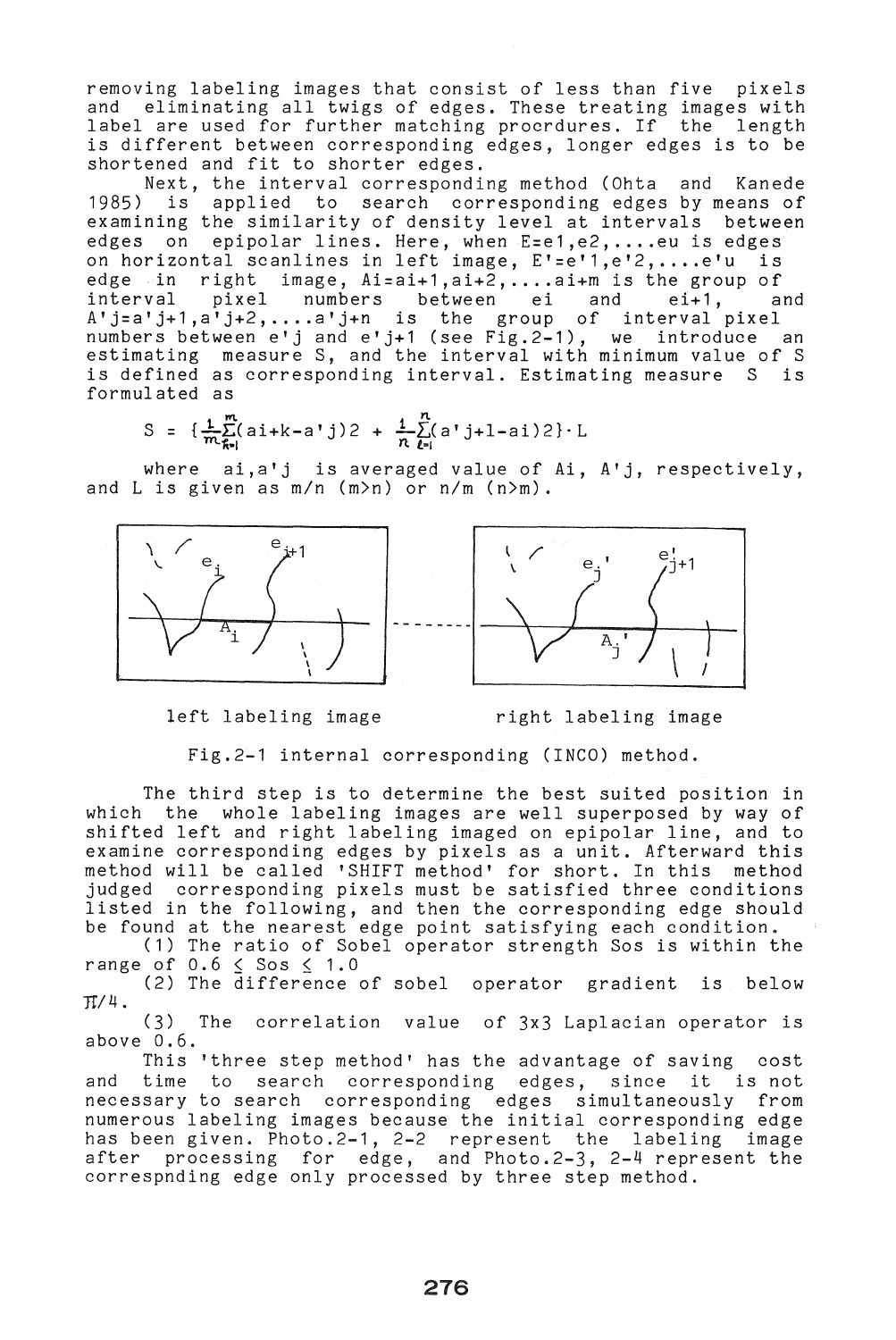removing labeling images that consist of less than five pixels and eliminating all twigs of edges. These treating images with label are used for further matching procrdures. If the length is different between corresponding edges, longer edges is to be shortened and fit to shorter edges.

Next, the interval corresponding method (Ohta and Kanede 1985) is applied to search corresponding edges by means of examining the similarity of density level at intervals between edges on epipolar lines. Here, when $E=e1,e2,\ldots.eu$ is edges on horizontal scanlines in left image, $E'=e'1,e'2,\ldots.e'u$ is edge in right image, $Ai=ai+1,ai+2,\ldots.ai+m$ is the group of interval pixel numbers between ei and ei+1, and $A'j=a'j+1,a'j+2,\ldots.a'j+n$ is the group of interval pixel numbers between e'j and e'j+1 (see Fig.2-1), we introduce an estimating measure S, and the interval with minimum value of S is defined as corresponding interval. Estimating measure S is formulated as

$$S = \{\frac{1}{m}\sum_{k=1}^{m}(ai+k-a'j)2 + \frac{1}{n}\sum_{l=1}^{n}(a'j+l-ai)2\}\cdot L$$

where ai,a'j is averaged value of Ai, A'j, respectively, and L is given as m/n (m>n) or n/m (n>m).

$e_i$ $e_{j+1}$ $A_i$

$e_j'$ $e_{j+1}'$ $A_j'$

left labeling image

right labeling image

Fig.2-1 internal corresponding (INCO) method.

The third step is to determine the best suited position in which the whole labeling images are well superposed by way of shifted left and right labeling imaged on epipolar line, and to examine corresponding edges by pixels as a unit. Afterward this method will be called 'SHIFT method' for short. In this method judged corresponding pixels must be satisfied three conditions listed in the following, and then the corresponding edge should be found at the nearest edge point satisfying each condition.

(1) The ratio of Sobel operator strength Sos is within the range of $0.6 \leq Sos \leq 1.0$

(2) The difference of sobel operator gradient is below $\pi/4$.

(3) The correlation value of 3x3 Laplacian operator is above 0.6.

This 'three step method' has the advantage of saving cost and time to search corresponding edges, since it is not necessary to search corresponding edges simultaneously from numerous labeling images because the initial corresponding edge has been given. Photo.2-1, 2-2 represent the labeling image after processing for edge, and Photo.2-3, 2-4 represent the correspnding edge only processed by three step method.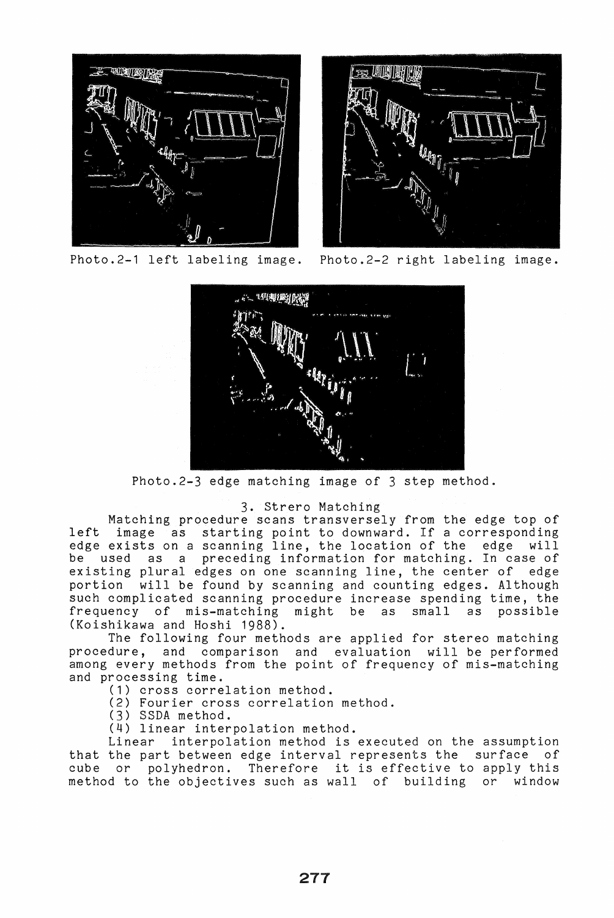Photo.2-1 left labeling image.

Photo.2-2 right labeling image.

Photo.2-3 edge matching image of 3 step method.

## 3. Strero Matching

Matching procedure scans transversely from the edge top of left image as starting point to downward. If a corresponding edge exists on a scanning line, the location of the edge will be used as a preceding information for matching. In case of existing plural edges on one scanning line, the center of edge portion will be found by scanning and counting edges. Although such complicated scanning procedure increase spending time, the frequency of mis-matching might be as small as possible (Koishikawa and Hoshi 1988).

The following four methods are applied for stereo matching procedure, and comparison and evaluation will be performed among every methods from the point of frequency of mis-matching and processing time.

(1) cross correlation method.
(2) Fourier cross correlation method.
(3) SSDA method.
(4) linear interpolation method.

Linear interpolation method is executed on the assumption that the part between edge interval represents the surface of cube or polyhedron. Therefore it is effective to apply this method to the objectives such as wall of building or window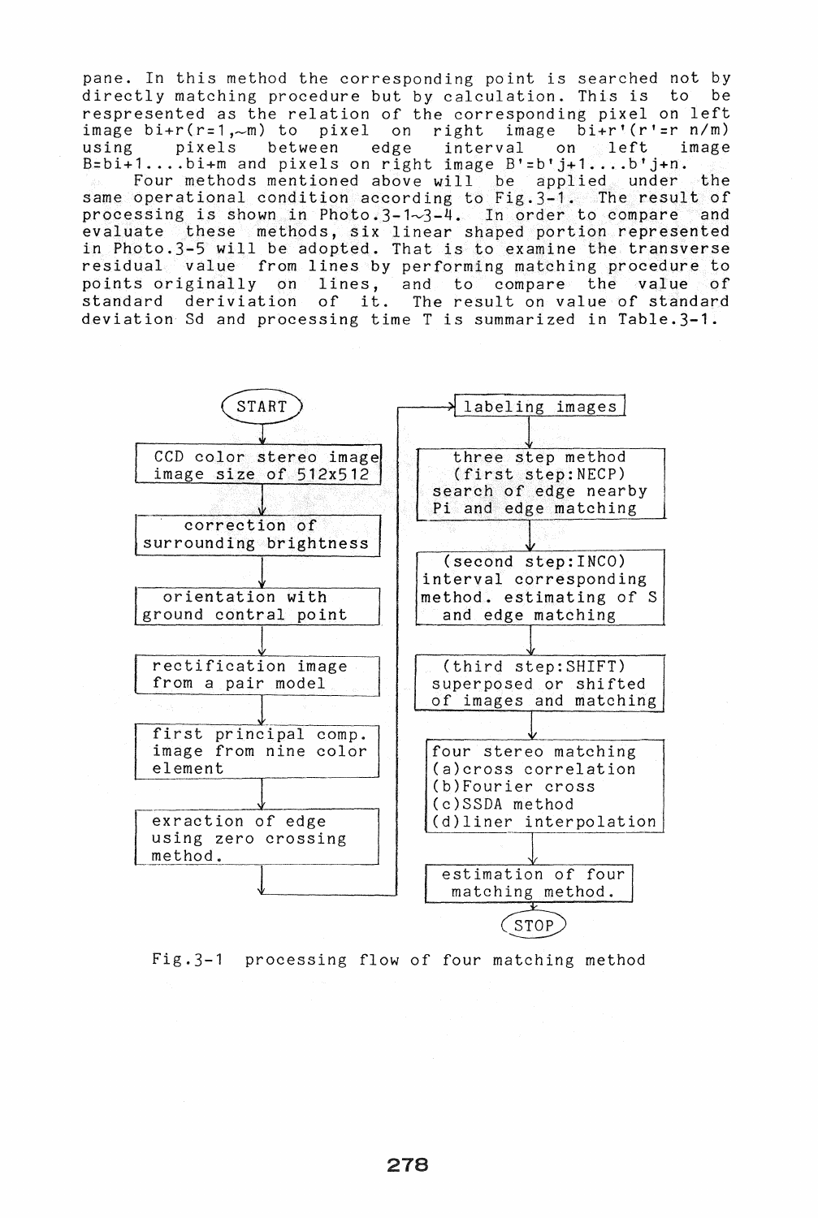pane. In this method the corresponding point is searched not by directly matching procedure but by calculation. This is to be respresented as the relation of the corresponding pixel on left image $b_{i+r}(r=1,\sim m)$ to pixel on right image $b_{i+r'}(r'=r\ n/m)$ using pixels between edge interval on left image $B=b_{i+1}....b_{i+m}$ and pixels on right image $B'=b'_{j+1}....b'_{j+n}$.

Four methods mentioned above will be applied under the same operational condition according to Fig.3-1. The result of processing is shown in Photo.3-1~3-4. In order to compare and evaluate these methods, six linear shaped portion represented in Photo.3-5 will be adopted. That is to examine the transverse residual value from lines by performing matching procedure to points originally on lines, and to compare the value of standard deriviation of it. The result on value of standard deviation Sd and processing time T is summarized in Table.3-1.

START

CCD color stereo image
image size of 512x512

correction of
surrounding brightness

orientation with
ground contral point

rectification image
from a pair model

first principal comp.
image from nine color
element

exraction of edge
using zero crossing
method.

labeling images

three step method
(first step:NECP)
search of edge nearby
Pi and edge matching

(second step:INCO)
interval corresponding
method. estimating of S
and edge matching

(third step:SHIFT)
superposed or shifted
of images and matching

four stereo matching
(a)cross correlation
(b)Fourier cross
(c)SSDA method
(d)liner interpolation

estimation of four
matching method.

STOP

Fig.3-1 processing flow of four matching method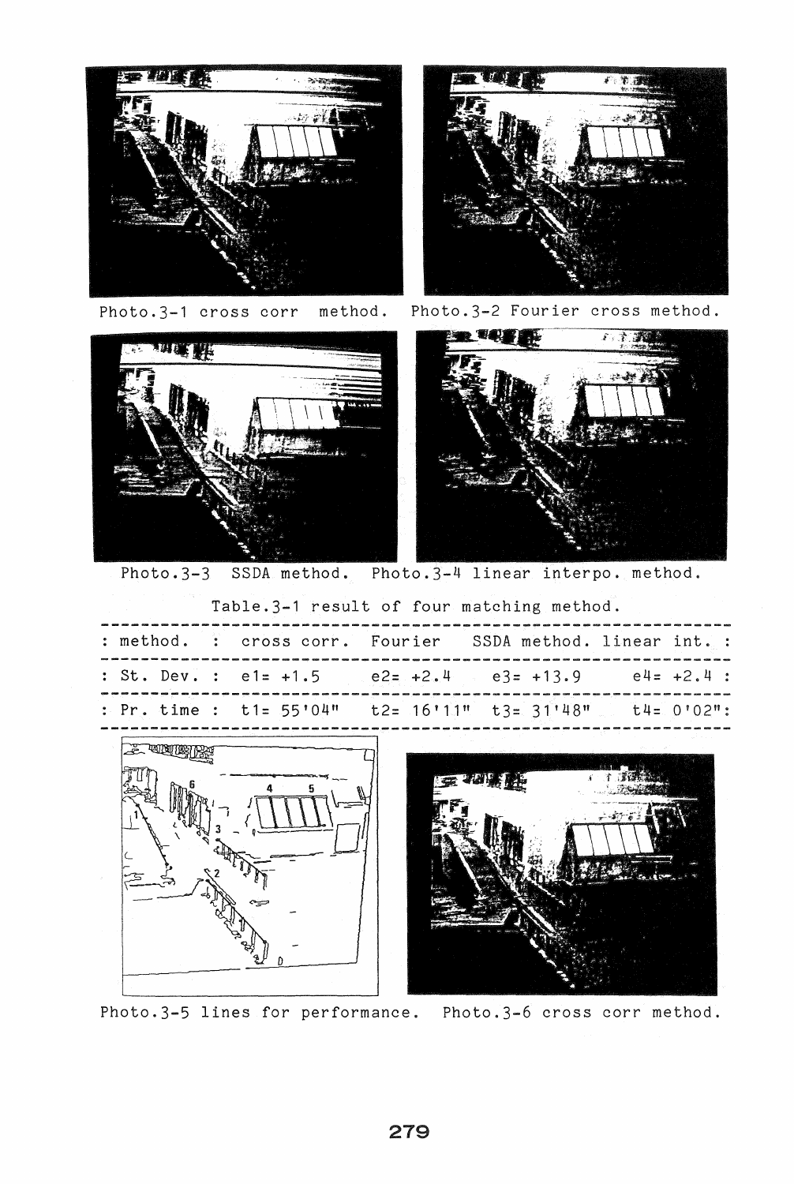Photo.3-1 cross corr method.

Photo.3-2 Fourier cross method.

Photo.3-3 SSDA method.

Photo.3-4 linear interpo. method.

Table.3-1 result of four matching method.

| method. | cross corr. | Fourier | SSDA method. | linear int. |
|---|---|---|---|---|
| St. Dev. | e1= +1.5 | e2= +2.4 | e3= +13.9 | e4= +2.4 |
| Pr. time | t1= 55'04" | t2= 16'11" | t3= 31'48" | t4= 0'02" |

Photo.3-5 lines for performance.

Photo.3-6 cross corr method.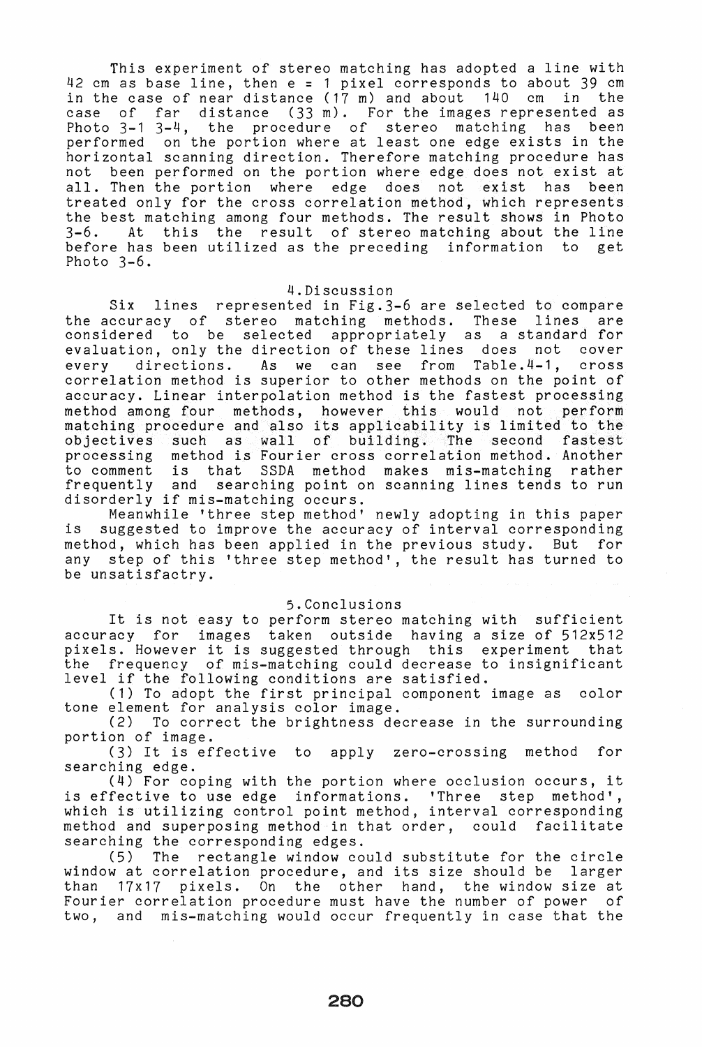This experiment of stereo matching has adopted a line with 42 cm as base line, then e = 1 pixel corresponds to about 39 cm in the case of near distance (17 m) and about 140 cm in the case of far distance (33 m). For the images represented as Photo 3-1 3-4, the procedure of stereo matching has been performed on the portion where at least one edge exists in the horizontal scanning direction. Therefore matching procedure has not been performed on the portion where edge does not exist at all. Then the portion where edge does not exist has been treated only for the cross correlation method, which represents the best matching among four methods. The result shows in Photo 3-6. At this the result of stereo matching about the line before has been utilized as the preceding information to get Photo 3-6.

## 4.Discussion

Six lines represented in Fig.3-6 are selected to compare the accuracy of stereo matching methods. These lines are considered to be selected appropriately as a standard for evaluation, only the direction of these lines does not cover every directions. As we can see from Table.4-1, cross correlation method is superior to other methods on the point of accuracy. Linear interpolation method is the fastest processing method among four methods, however this would not perform matching procedure and also its applicability is limited to the objectives such as wall of building. The second fastest processing method is Fourier cross correlation method. Another to comment is that SSDA method makes mis-matching rather frequently and searching point on scanning lines tends to run disorderly if mis-matching occurs.

Meanwhile 'three step method' newly adopting in this paper is suggested to improve the accuracy of interval corresponding method, which has been applied in the previous study. But for any step of this 'three step method', the result has turned to be unsatisfactry.

## 5.Conclusions

It is not easy to perform stereo matching with sufficient accuracy for images taken outside having a size of 512x512 pixels. However it is suggested through this experiment that the frequency of mis-matching could decrease to insignificant level if the following conditions are satisfied.

(1) To adopt the first principal component image as color tone element for analysis color image.

(2) To correct the brightness decrease in the surrounding portion of image.

(3) It is effective to apply zero-crossing method for searching edge.

(4) For coping with the portion where occlusion occurs, it is effective to use edge informations. 'Three step method', which is utilizing control point method, interval corresponding method and superposing method in that order, could facilitate searching the corresponding edges.

(5) The rectangle window could substitute for the circle window at correlation procedure, and its size should be larger than 17x17 pixels. On the other hand, the window size at Fourier correlation procedure must have the number of power of two, and mis-matching would occur frequently in case that the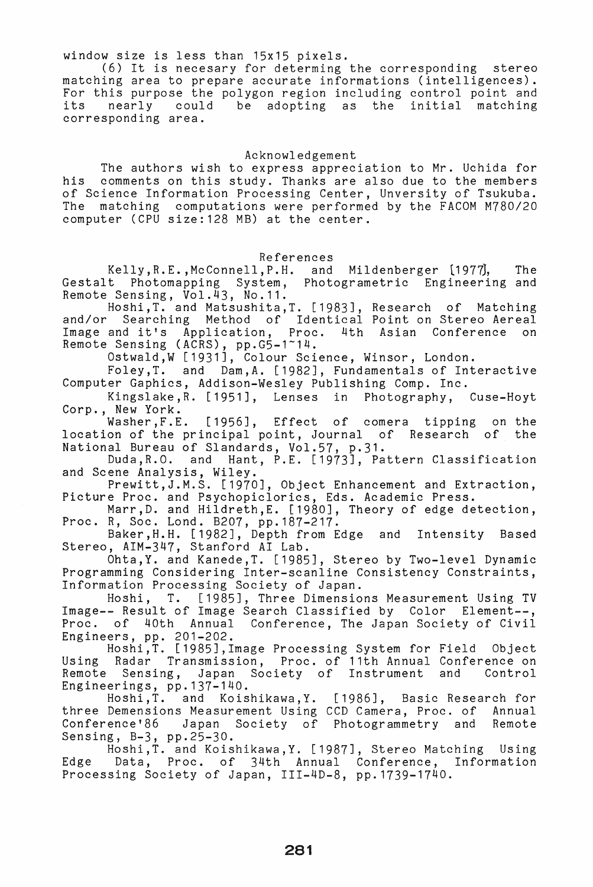window size is less than 15x15 pixels.

(6) It is necesary for determing the corresponding stereo matching area to prepare accurate informations (intelligences). For this purpose the polygon region including control point and its nearly could be adopting as the initial matching corresponding area.

## Acknowledgement

The authors wish to express appreciation to Mr. Uchida for his comments on this study. Thanks are also due to the members of Science Information Processing Center, Unversity of Tsukuba. The matching computations were performed by the FACOM M780/20 computer (CPU size:128 MB) at the center.

## References

Kelly,R.E.,McConnell,P.H. and Mildenberger [1977], The Gestalt Photomapping System, Photogrametric Engineering and Remote Sensing, Vol.43, No.11.

Hoshi,T. and Matsushita,T. [1983], Research of Matching and/or Searching Method of Identical Point on Stereo Aereal Image and it's Application, Proc. 4th Asian Conference on Remote Sensing (ACRS), pp.G5-1~14.

Ostwald,W [1931], Colour Science, Winsor, London.

Foley,T. and Dam,A. [1982], Fundamentals of Interactive Computer Gaphics, Addison-Wesley Publishing Comp. Inc.

Kingslake,R. [1951], Lenses in Photography, Cuse-Hoyt Corp., New York.

Washer,F.E. [1956], Effect of comera tipping on the location of the principal point, Journal of Research of the National Bureau of Slandards, Vol.57, p.31.

Duda,R.O. and Hant, P.E. [1973], Pattern Classification and Scene Analysis, Wiley.

Prewitt,J.M.S. [1970], Object Enhancement and Extraction, Picture Proc. and Psychopiclorics, Eds. Academic Press.

Marr,D. and Hildreth,E. [1980], Theory of edge detection, Proc. R, Soc. Lond. B207, pp.187-217.

Baker,H.H. [1982], Depth from Edge and Intensity Based Stereo, AIM-347, Stanford AI Lab.

Ohta,Y. and Kanede,T. [1985], Stereo by Two-level Dynamic Programming Considering Inter-scanline Consistency Constraints, Information Processing Society of Japan.

Hoshi, T. [1985], Three Dimensions Measurement Using TV Image-- Result of Image Search Classified by Color Element--, Proc. of 40th Annual Conference, The Japan Society of Civil Engineers, pp. 201-202.

Hoshi,T. [1985],Image Processing System for Field Object Using Radar Transmission, Proc. of 11th Annual Conference on Remote Sensing, Japan Society of Instrument and Control Engineerings, pp.137-140.

Hoshi,T. and Koishikawa,Y. [1986], Basic Research for three Demensions Measurement Using CCD Camera, Proc. of Annual Conference'86 Japan Society of Photogrammetry and Remote Sensing, B-3, pp.25-30.

Hoshi,T. and Koishikawa,Y. [1987], Stereo Matching Using Edge Data, Proc. of 34th Annual Conference, Information Processing Society of Japan, III-4D-8, pp.1739-1740.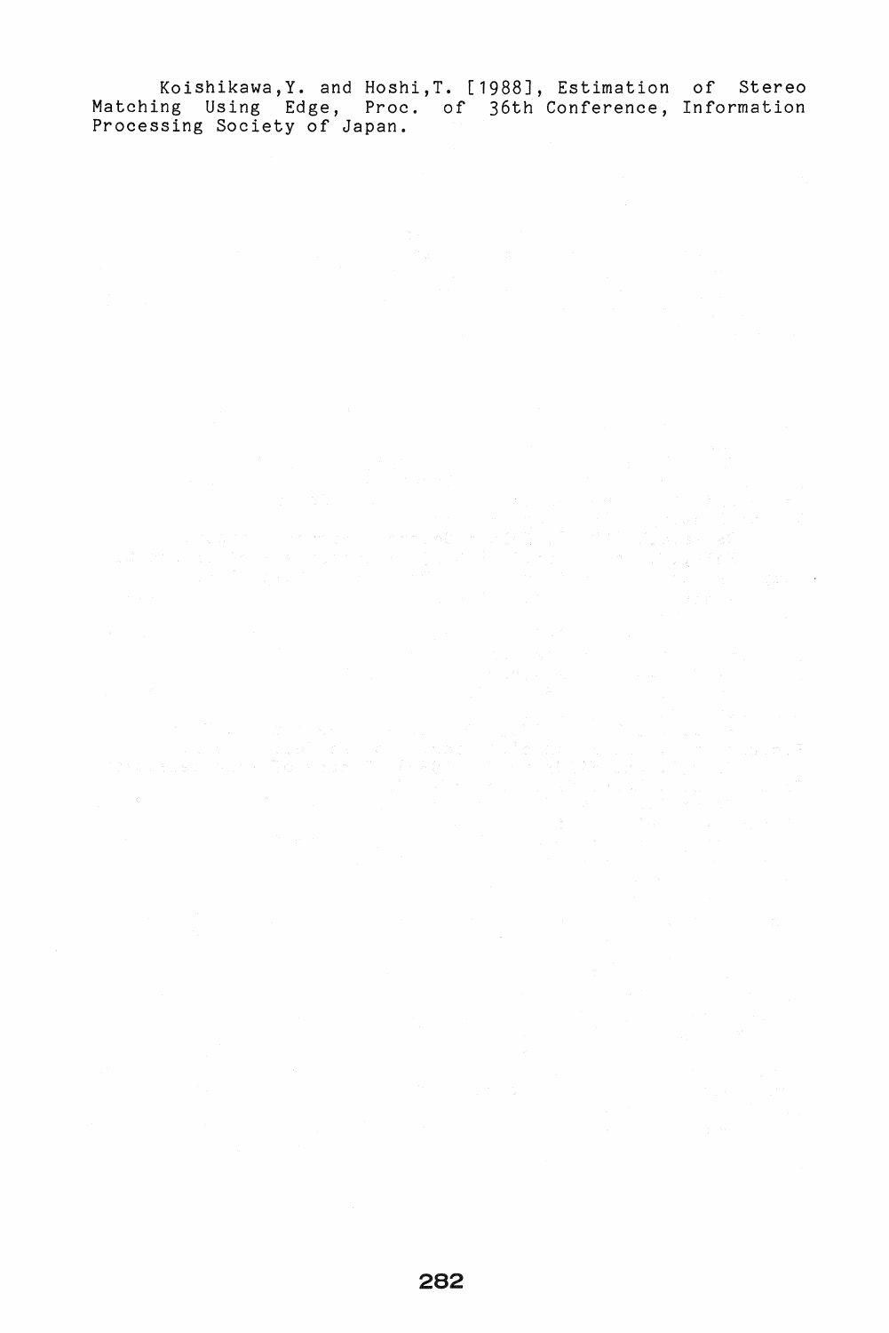Koishikawa,Y. and Hoshi,T. [1988], Estimation of Stereo Matching Using Edge, Proc. of 36th Conference, Information Processing Society of Japan.